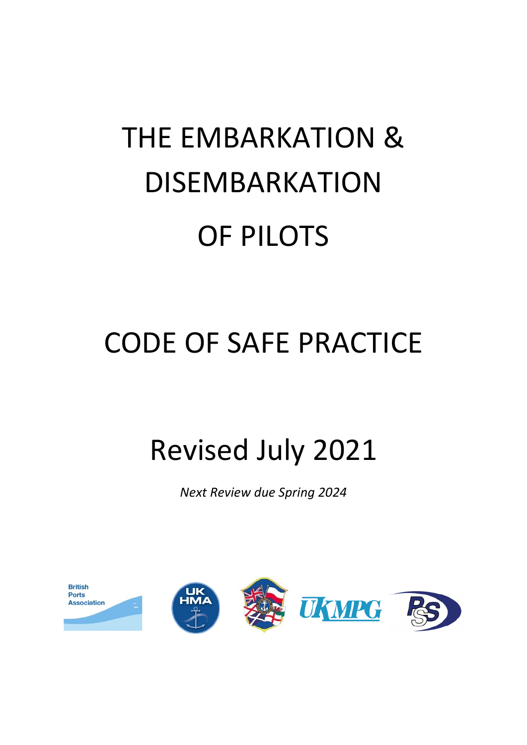# THE EMBARKATION & DISEMBARKATION OF PILOTS

# CODE OF SAFE PRACTICE

## Revised July 2021

*Next Review due Spring 2024*

British Ports Association

UK HMA

UKMPG

PSS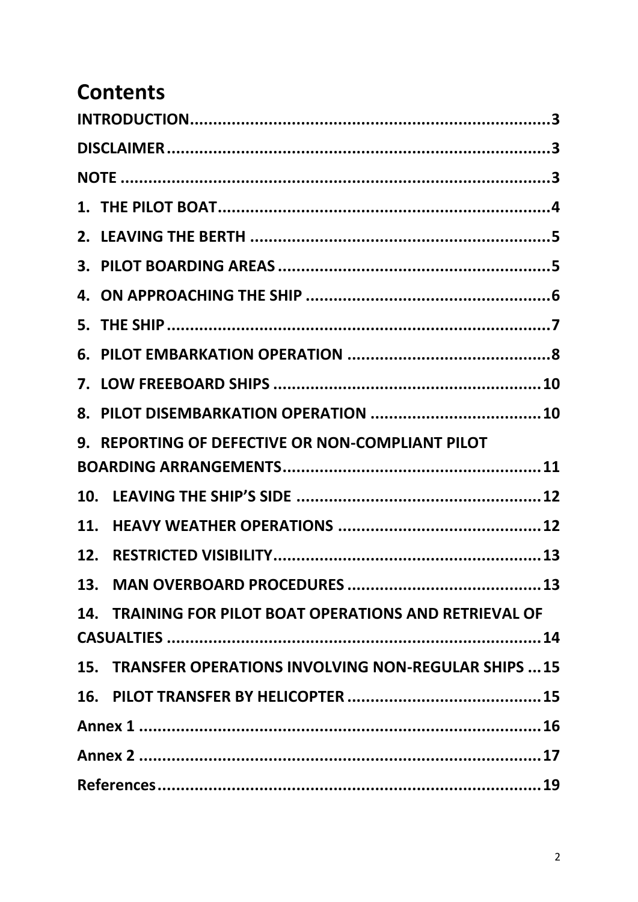# Contents

INTRODUCTION ..... 3
DISCLAIMER ..... 3
NOTE ..... 3
1. THE PILOT BOAT ..... 4
2. LEAVING THE BERTH ..... 5
3. PILOT BOARDING AREAS ..... 5
4. ON APPROACHING THE SHIP ..... 6
5. THE SHIP ..... 7
6. PILOT EMBARKATION OPERATION ..... 8
7. LOW FREEBOARD SHIPS ..... 10
8. PILOT DISEMBARKATION OPERATION ..... 10
9. REPORTING OF DEFECTIVE OR NON-COMPLIANT PILOT BOARDING ARRANGEMENTS ..... 11
10. LEAVING THE SHIP'S SIDE ..... 12
11. HEAVY WEATHER OPERATIONS ..... 12
12. RESTRICTED VISIBILITY ..... 13
13. MAN OVERBOARD PROCEDURES ..... 13
14. TRAINING FOR PILOT BOAT OPERATIONS AND RETRIEVAL OF CASUALTIES ..... 14
15. TRANSFER OPERATIONS INVOLVING NON-REGULAR SHIPS ..... 15
16. PILOT TRANSFER BY HELICOPTER ..... 15
Annex 1 ..... 16
Annex 2 ..... 17
References ..... 19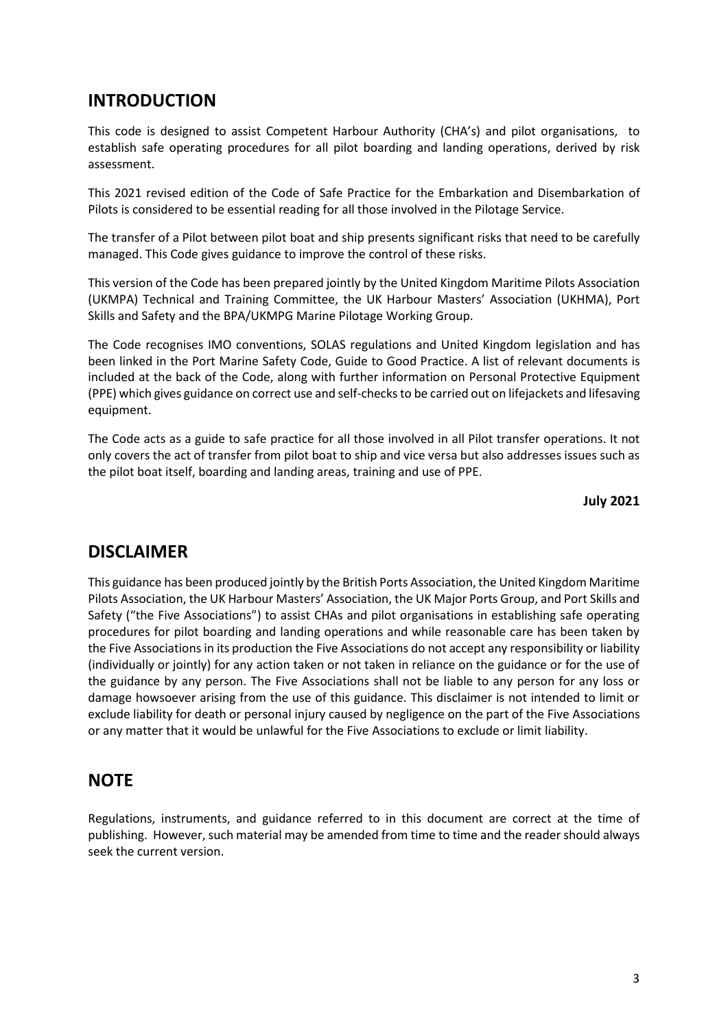## INTRODUCTION

This code is designed to assist Competent Harbour Authority (CHA's) and pilot organisations, to establish safe operating procedures for all pilot boarding and landing operations, derived by risk assessment.

This 2021 revised edition of the Code of Safe Practice for the Embarkation and Disembarkation of Pilots is considered to be essential reading for all those involved in the Pilotage Service.

The transfer of a Pilot between pilot boat and ship presents significant risks that need to be carefully managed. This Code gives guidance to improve the control of these risks.

This version of the Code has been prepared jointly by the United Kingdom Maritime Pilots Association (UKMPA) Technical and Training Committee, the UK Harbour Masters' Association (UKHMA), Port Skills and Safety and the BPA/UKMPG Marine Pilotage Working Group.

The Code recognises IMO conventions, SOLAS regulations and United Kingdom legislation and has been linked in the Port Marine Safety Code, Guide to Good Practice. A list of relevant documents is included at the back of the Code, along with further information on Personal Protective Equipment (PPE) which gives guidance on correct use and self-checks to be carried out on lifejackets and lifesaving equipment.

The Code acts as a guide to safe practice for all those involved in all Pilot transfer operations. It not only covers the act of transfer from pilot boat to ship and vice versa but also addresses issues such as the pilot boat itself, boarding and landing areas, training and use of PPE.

**July 2021**

## DISCLAIMER

This guidance has been produced jointly by the British Ports Association, the United Kingdom Maritime Pilots Association, the UK Harbour Masters' Association, the UK Major Ports Group, and Port Skills and Safety ("the Five Associations") to assist CHAs and pilot organisations in establishing safe operating procedures for pilot boarding and landing operations and while reasonable care has been taken by the Five Associations in its production the Five Associations do not accept any responsibility or liability (individually or jointly) for any action taken or not taken in reliance on the guidance or for the use of the guidance by any person. The Five Associations shall not be liable to any person for any loss or damage howsoever arising from the use of this guidance. This disclaimer is not intended to limit or exclude liability for death or personal injury caused by negligence on the part of the Five Associations or any matter that it would be unlawful for the Five Associations to exclude or limit liability.

## NOTE

Regulations, instruments, and guidance referred to in this document are correct at the time of publishing. However, such material may be amended from time to time and the reader should always seek the current version.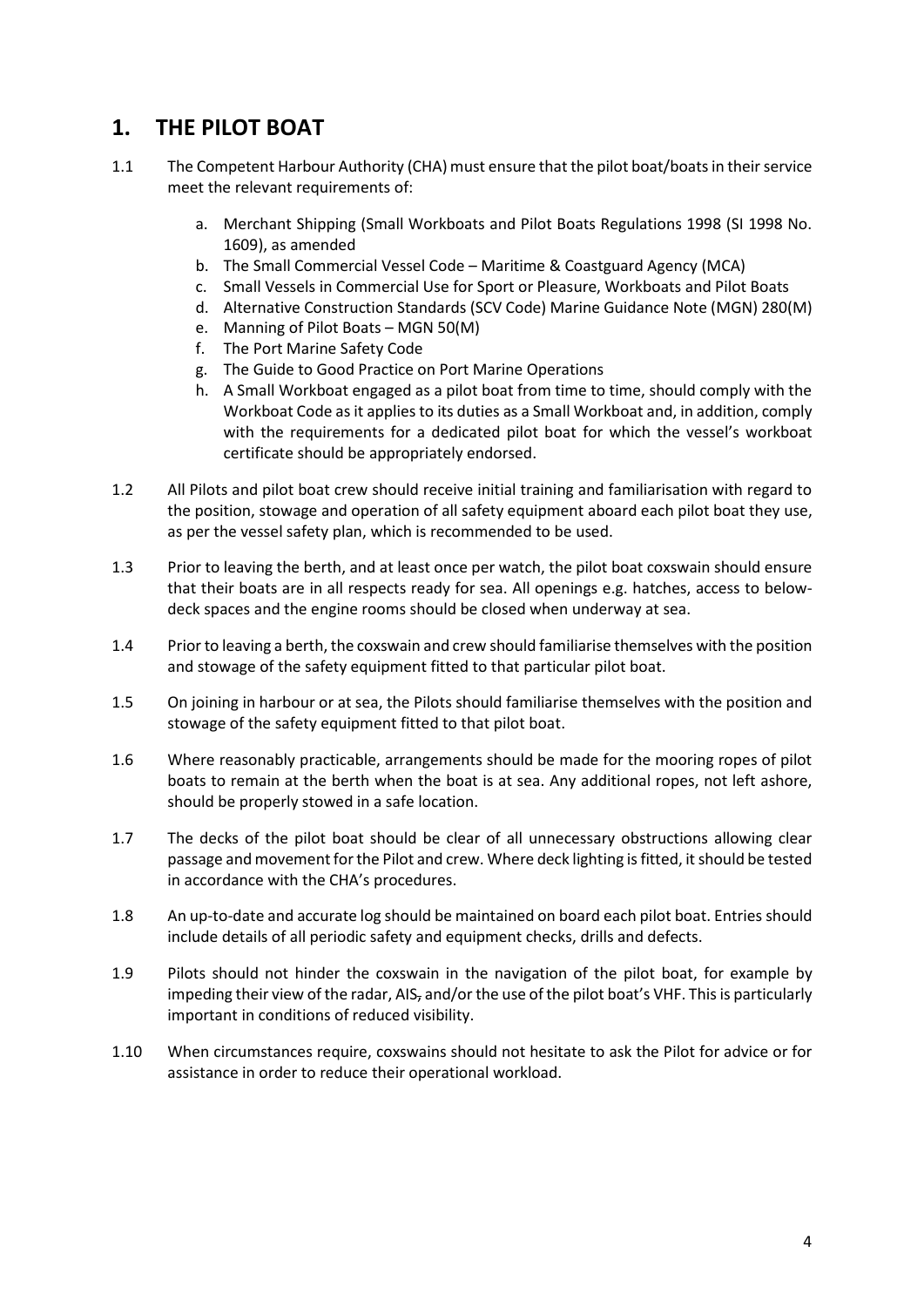## 1. THE PILOT BOAT

1.1 The Competent Harbour Authority (CHA) must ensure that the pilot boat/boats in their service meet the relevant requirements of:

   a. Merchant Shipping (Small Workboats and Pilot Boats Regulations 1998 (SI 1998 No. 1609), as amended
   b. The Small Commercial Vessel Code – Maritime & Coastguard Agency (MCA)
   c. Small Vessels in Commercial Use for Sport or Pleasure, Workboats and Pilot Boats
   d. Alternative Construction Standards (SCV Code) Marine Guidance Note (MGN) 280(M)
   e. Manning of Pilot Boats – MGN 50(M)
   f. The Port Marine Safety Code
   g. The Guide to Good Practice on Port Marine Operations
   h. A Small Workboat engaged as a pilot boat from time to time, should comply with the Workboat Code as it applies to its duties as a Small Workboat and, in addition, comply with the requirements for a dedicated pilot boat for which the vessel's workboat certificate should be appropriately endorsed.

1.2 All Pilots and pilot boat crew should receive initial training and familiarisation with regard to the position, stowage and operation of all safety equipment aboard each pilot boat they use, as per the vessel safety plan, which is recommended to be used.

1.3 Prior to leaving the berth, and at least once per watch, the pilot boat coxswain should ensure that their boats are in all respects ready for sea. All openings e.g. hatches, access to below-deck spaces and the engine rooms should be closed when underway at sea.

1.4 Prior to leaving a berth, the coxswain and crew should familiarise themselves with the position and stowage of the safety equipment fitted to that particular pilot boat.

1.5 On joining in harbour or at sea, the Pilots should familiarise themselves with the position and stowage of the safety equipment fitted to that pilot boat.

1.6 Where reasonably practicable, arrangements should be made for the mooring ropes of pilot boats to remain at the berth when the boat is at sea. Any additional ropes, not left ashore, should be properly stowed in a safe location.

1.7 The decks of the pilot boat should be clear of all unnecessary obstructions allowing clear passage and movement for the Pilot and crew. Where deck lighting is fitted, it should be tested in accordance with the CHA's procedures.

1.8 An up-to-date and accurate log should be maintained on board each pilot boat. Entries should include details of all periodic safety and equipment checks, drills and defects.

1.9 Pilots should not hinder the coxswain in the navigation of the pilot boat, for example by impeding their view of the radar, AIS, and/or the use of the pilot boat's VHF. This is particularly important in conditions of reduced visibility.

1.10 When circumstances require, coxswains should not hesitate to ask the Pilot for advice or for assistance in order to reduce their operational workload.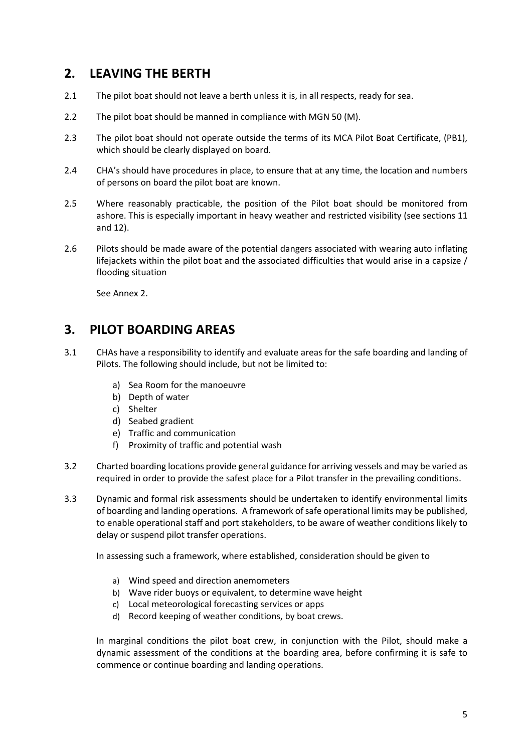## 2. LEAVING THE BERTH

2.1 The pilot boat should not leave a berth unless it is, in all respects, ready for sea.

2.2 The pilot boat should be manned in compliance with MGN 50 (M).

2.3 The pilot boat should not operate outside the terms of its MCA Pilot Boat Certificate, (PB1), which should be clearly displayed on board.

2.4 CHA's should have procedures in place, to ensure that at any time, the location and numbers of persons on board the pilot boat are known.

2.5 Where reasonably practicable, the position of the Pilot boat should be monitored from ashore. This is especially important in heavy weather and restricted visibility (see sections 11 and 12).

2.6 Pilots should be made aware of the potential dangers associated with wearing auto inflating lifejackets within the pilot boat and the associated difficulties that would arise in a capsize / flooding situation

See Annex 2.

## 3. PILOT BOARDING AREAS

3.1 CHAs have a responsibility to identify and evaluate areas for the safe boarding and landing of Pilots. The following should include, but not be limited to:

a) Sea Room for the manoeuvre
b) Depth of water
c) Shelter
d) Seabed gradient
e) Traffic and communication
f) Proximity of traffic and potential wash

3.2 Charted boarding locations provide general guidance for arriving vessels and may be varied as required in order to provide the safest place for a Pilot transfer in the prevailing conditions.

3.3 Dynamic and formal risk assessments should be undertaken to identify environmental limits of boarding and landing operations. A framework of safe operational limits may be published, to enable operational staff and port stakeholders, to be aware of weather conditions likely to delay or suspend pilot transfer operations.

In assessing such a framework, where established, consideration should be given to

a) Wind speed and direction anemometers
b) Wave rider buoys or equivalent, to determine wave height
c) Local meteorological forecasting services or apps
d) Record keeping of weather conditions, by boat crews.

In marginal conditions the pilot boat crew, in conjunction with the Pilot, should make a dynamic assessment of the conditions at the boarding area, before confirming it is safe to commence or continue boarding and landing operations.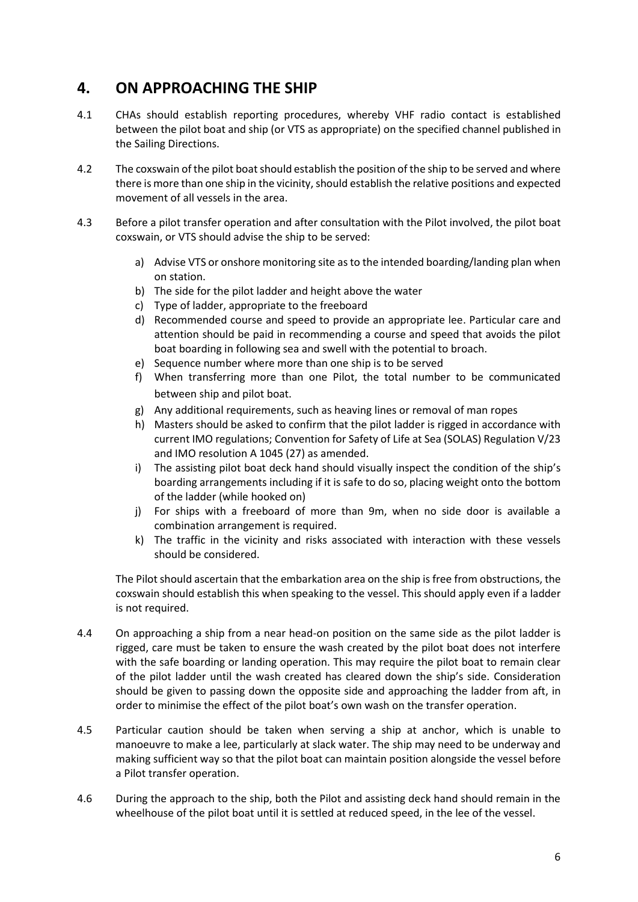## 4. ON APPROACHING THE SHIP

4.1 CHAs should establish reporting procedures, whereby VHF radio contact is established between the pilot boat and ship (or VTS as appropriate) on the specified channel published in the Sailing Directions.

4.2 The coxswain of the pilot boat should establish the position of the ship to be served and where there is more than one ship in the vicinity, should establish the relative positions and expected movement of all vessels in the area.

4.3 Before a pilot transfer operation and after consultation with the Pilot involved, the pilot boat coxswain, or VTS should advise the ship to be served:

a) Advise VTS or onshore monitoring site as to the intended boarding/landing plan when on station.
b) The side for the pilot ladder and height above the water
c) Type of ladder, appropriate to the freeboard
d) Recommended course and speed to provide an appropriate lee. Particular care and attention should be paid in recommending a course and speed that avoids the pilot boat boarding in following sea and swell with the potential to broach.
e) Sequence number where more than one ship is to be served
f) When transferring more than one Pilot, the total number to be communicated between ship and pilot boat.
g) Any additional requirements, such as heaving lines or removal of man ropes
h) Masters should be asked to confirm that the pilot ladder is rigged in accordance with current IMO regulations; Convention for Safety of Life at Sea (SOLAS) Regulation V/23 and IMO resolution A 1045 (27) as amended.
i) The assisting pilot boat deck hand should visually inspect the condition of the ship's boarding arrangements including if it is safe to do so, placing weight onto the bottom of the ladder (while hooked on)
j) For ships with a freeboard of more than 9m, when no side door is available a combination arrangement is required.
k) The traffic in the vicinity and risks associated with interaction with these vessels should be considered.

The Pilot should ascertain that the embarkation area on the ship is free from obstructions, the coxswain should establish this when speaking to the vessel. This should apply even if a ladder is not required.

4.4 On approaching a ship from a near head-on position on the same side as the pilot ladder is rigged, care must be taken to ensure the wash created by the pilot boat does not interfere with the safe boarding or landing operation. This may require the pilot boat to remain clear of the pilot ladder until the wash created has cleared down the ship's side. Consideration should be given to passing down the opposite side and approaching the ladder from aft, in order to minimise the effect of the pilot boat's own wash on the transfer operation.

4.5 Particular caution should be taken when serving a ship at anchor, which is unable to manoeuvre to make a lee, particularly at slack water. The ship may need to be underway and making sufficient way so that the pilot boat can maintain position alongside the vessel before a Pilot transfer operation.

4.6 During the approach to the ship, both the Pilot and assisting deck hand should remain in the wheelhouse of the pilot boat until it is settled at reduced speed, in the lee of the vessel.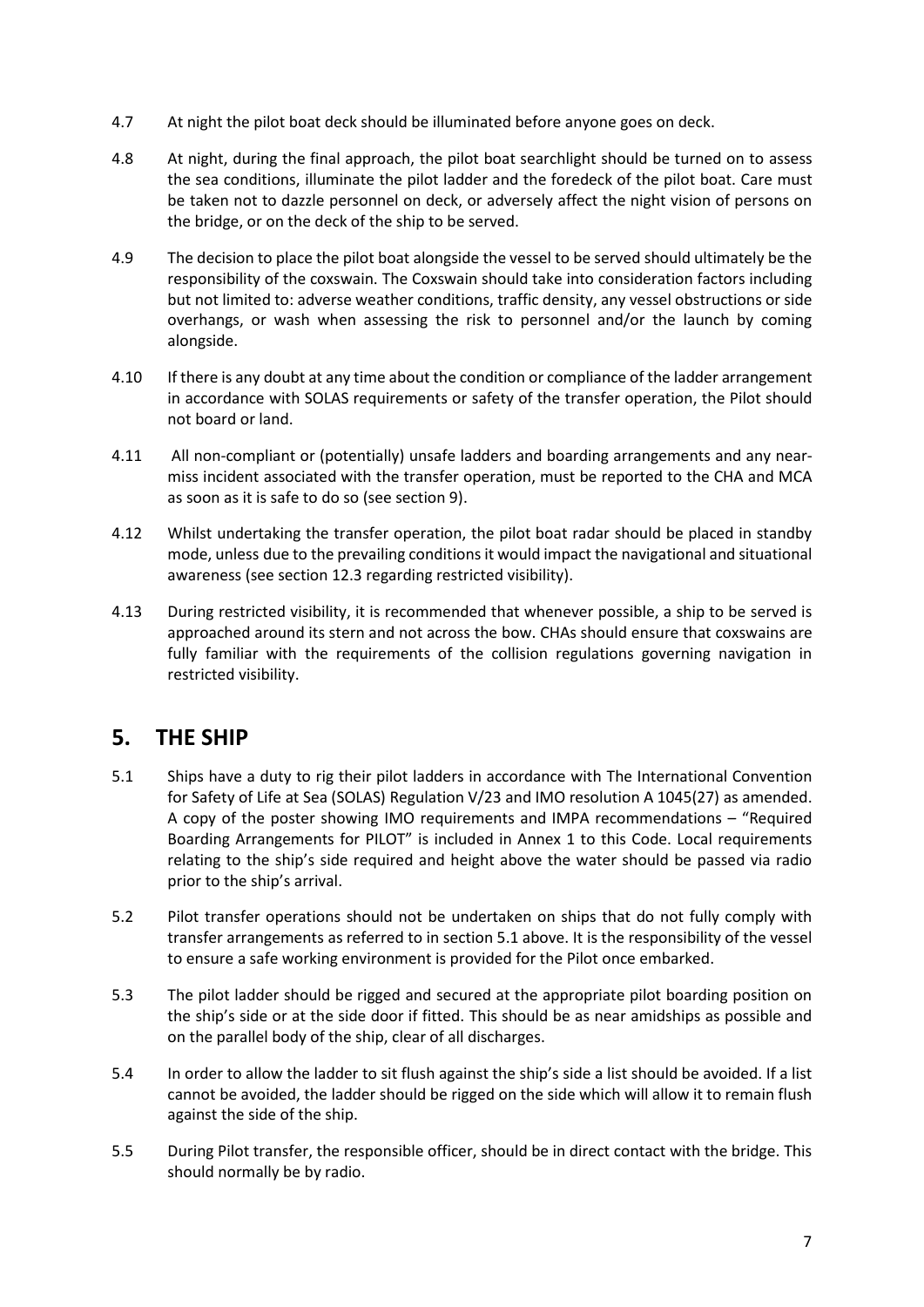4.7 At night the pilot boat deck should be illuminated before anyone goes on deck.

4.8 At night, during the final approach, the pilot boat searchlight should be turned on to assess the sea conditions, illuminate the pilot ladder and the foredeck of the pilot boat. Care must be taken not to dazzle personnel on deck, or adversely affect the night vision of persons on the bridge, or on the deck of the ship to be served.

4.9 The decision to place the pilot boat alongside the vessel to be served should ultimately be the responsibility of the coxswain. The Coxswain should take into consideration factors including but not limited to: adverse weather conditions, traffic density, any vessel obstructions or side overhangs, or wash when assessing the risk to personnel and/or the launch by coming alongside.

4.10 If there is any doubt at any time about the condition or compliance of the ladder arrangement in accordance with SOLAS requirements or safety of the transfer operation, the Pilot should not board or land.

4.11 All non-compliant or (potentially) unsafe ladders and boarding arrangements and any near-miss incident associated with the transfer operation, must be reported to the CHA and MCA as soon as it is safe to do so (see section 9).

4.12 Whilst undertaking the transfer operation, the pilot boat radar should be placed in standby mode, unless due to the prevailing conditions it would impact the navigational and situational awareness (see section 12.3 regarding restricted visibility).

4.13 During restricted visibility, it is recommended that whenever possible, a ship to be served is approached around its stern and not across the bow. CHAs should ensure that coxswains are fully familiar with the requirements of the collision regulations governing navigation in restricted visibility.

## 5. THE SHIP

5.1 Ships have a duty to rig their pilot ladders in accordance with The International Convention for Safety of Life at Sea (SOLAS) Regulation V/23 and IMO resolution A 1045(27) as amended. A copy of the poster showing IMO requirements and IMPA recommendations – "Required Boarding Arrangements for PILOT" is included in Annex 1 to this Code. Local requirements relating to the ship's side required and height above the water should be passed via radio prior to the ship's arrival.

5.2 Pilot transfer operations should not be undertaken on ships that do not fully comply with transfer arrangements as referred to in section 5.1 above. It is the responsibility of the vessel to ensure a safe working environment is provided for the Pilot once embarked.

5.3 The pilot ladder should be rigged and secured at the appropriate pilot boarding position on the ship's side or at the side door if fitted. This should be as near amidships as possible and on the parallel body of the ship, clear of all discharges.

5.4 In order to allow the ladder to sit flush against the ship's side a list should be avoided. If a list cannot be avoided, the ladder should be rigged on the side which will allow it to remain flush against the side of the ship.

5.5 During Pilot transfer, the responsible officer, should be in direct contact with the bridge. This should normally be by radio.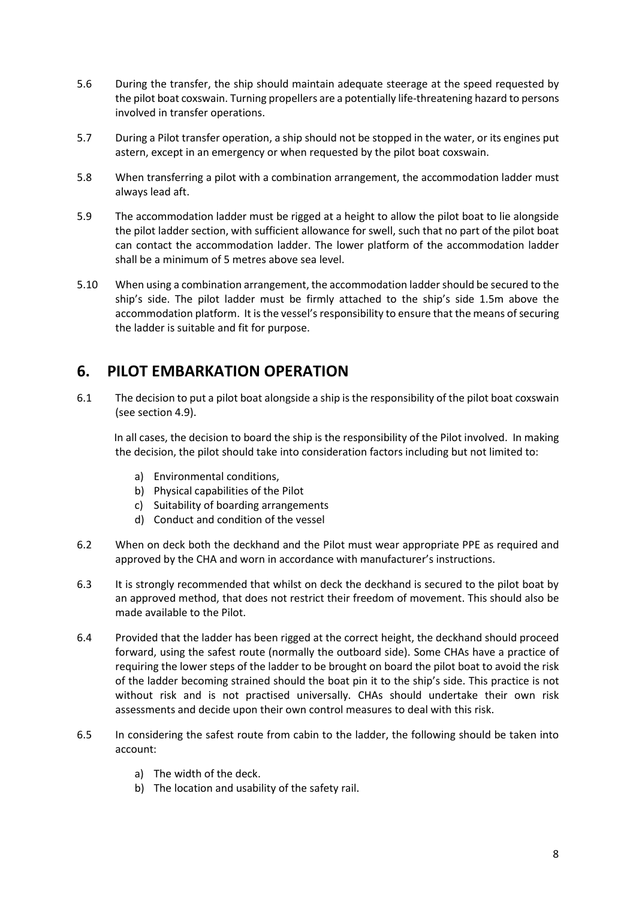5.6 During the transfer, the ship should maintain adequate steerage at the speed requested by the pilot boat coxswain. Turning propellers are a potentially life-threatening hazard to persons involved in transfer operations.

5.7 During a Pilot transfer operation, a ship should not be stopped in the water, or its engines put astern, except in an emergency or when requested by the pilot boat coxswain.

5.8 When transferring a pilot with a combination arrangement, the accommodation ladder must always lead aft.

5.9 The accommodation ladder must be rigged at a height to allow the pilot boat to lie alongside the pilot ladder section, with sufficient allowance for swell, such that no part of the pilot boat can contact the accommodation ladder. The lower platform of the accommodation ladder shall be a minimum of 5 metres above sea level.

5.10 When using a combination arrangement, the accommodation ladder should be secured to the ship's side. The pilot ladder must be firmly attached to the ship's side 1.5m above the accommodation platform. It is the vessel's responsibility to ensure that the means of securing the ladder is suitable and fit for purpose.

## 6. PILOT EMBARKATION OPERATION

6.1 The decision to put a pilot boat alongside a ship is the responsibility of the pilot boat coxswain (see section 4.9).

In all cases, the decision to board the ship is the responsibility of the Pilot involved. In making the decision, the pilot should take into consideration factors including but not limited to:

a) Environmental conditions,
b) Physical capabilities of the Pilot
c) Suitability of boarding arrangements
d) Conduct and condition of the vessel

6.2 When on deck both the deckhand and the Pilot must wear appropriate PPE as required and approved by the CHA and worn in accordance with manufacturer's instructions.

6.3 It is strongly recommended that whilst on deck the deckhand is secured to the pilot boat by an approved method, that does not restrict their freedom of movement. This should also be made available to the Pilot.

6.4 Provided that the ladder has been rigged at the correct height, the deckhand should proceed forward, using the safest route (normally the outboard side). Some CHAs have a practice of requiring the lower steps of the ladder to be brought on board the pilot boat to avoid the risk of the ladder becoming strained should the boat pin it to the ship's side. This practice is not without risk and is not practised universally. CHAs should undertake their own risk assessments and decide upon their own control measures to deal with this risk.

6.5 In considering the safest route from cabin to the ladder, the following should be taken into account:

a) The width of the deck.
b) The location and usability of the safety rail.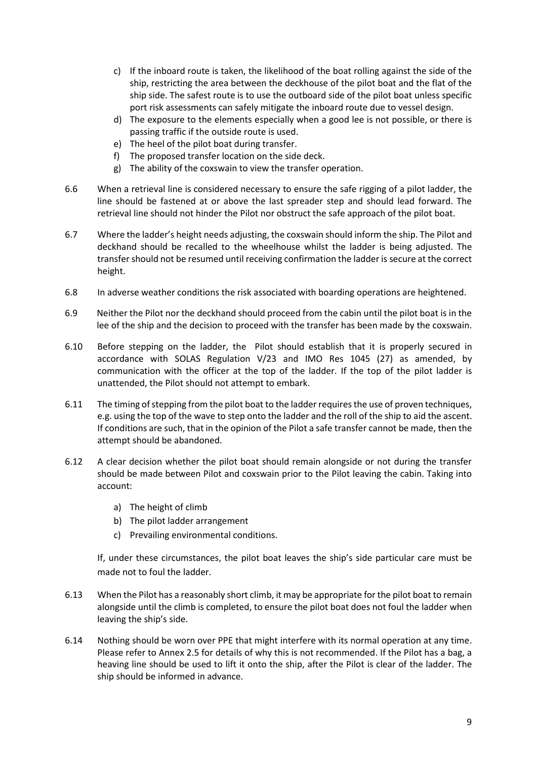c) If the inboard route is taken, the likelihood of the boat rolling against the side of the ship, restricting the area between the deckhouse of the pilot boat and the flat of the ship side. The safest route is to use the outboard side of the pilot boat unless specific port risk assessments can safely mitigate the inboard route due to vessel design.
d) The exposure to the elements especially when a good lee is not possible, or there is passing traffic if the outside route is used.
e) The heel of the pilot boat during transfer.
f) The proposed transfer location on the side deck.
g) The ability of the coxswain to view the transfer operation.

6.6 When a retrieval line is considered necessary to ensure the safe rigging of a pilot ladder, the line should be fastened at or above the last spreader step and should lead forward. The retrieval line should not hinder the Pilot nor obstruct the safe approach of the pilot boat.

6.7 Where the ladder's height needs adjusting, the coxswain should inform the ship. The Pilot and deckhand should be recalled to the wheelhouse whilst the ladder is being adjusted. The transfer should not be resumed until receiving confirmation the ladder is secure at the correct height.

6.8 In adverse weather conditions the risk associated with boarding operations are heightened.

6.9 Neither the Pilot nor the deckhand should proceed from the cabin until the pilot boat is in the lee of the ship and the decision to proceed with the transfer has been made by the coxswain.

6.10 Before stepping on the ladder, the Pilot should establish that it is properly secured in accordance with SOLAS Regulation V/23 and IMO Res 1045 (27) as amended, by communication with the officer at the top of the ladder. If the top of the pilot ladder is unattended, the Pilot should not attempt to embark.

6.11 The timing of stepping from the pilot boat to the ladder requires the use of proven techniques, e.g. using the top of the wave to step onto the ladder and the roll of the ship to aid the ascent. If conditions are such, that in the opinion of the Pilot a safe transfer cannot be made, then the attempt should be abandoned.

6.12 A clear decision whether the pilot boat should remain alongside or not during the transfer should be made between Pilot and coxswain prior to the Pilot leaving the cabin. Taking into account:

a) The height of climb
b) The pilot ladder arrangement
c) Prevailing environmental conditions.

If, under these circumstances, the pilot boat leaves the ship's side particular care must be made not to foul the ladder.

6.13 When the Pilot has a reasonably short climb, it may be appropriate for the pilot boat to remain alongside until the climb is completed, to ensure the pilot boat does not foul the ladder when leaving the ship's side.

6.14 Nothing should be worn over PPE that might interfere with its normal operation at any time. Please refer to Annex 2.5 for details of why this is not recommended. If the Pilot has a bag, a heaving line should be used to lift it onto the ship, after the Pilot is clear of the ladder. The ship should be informed in advance.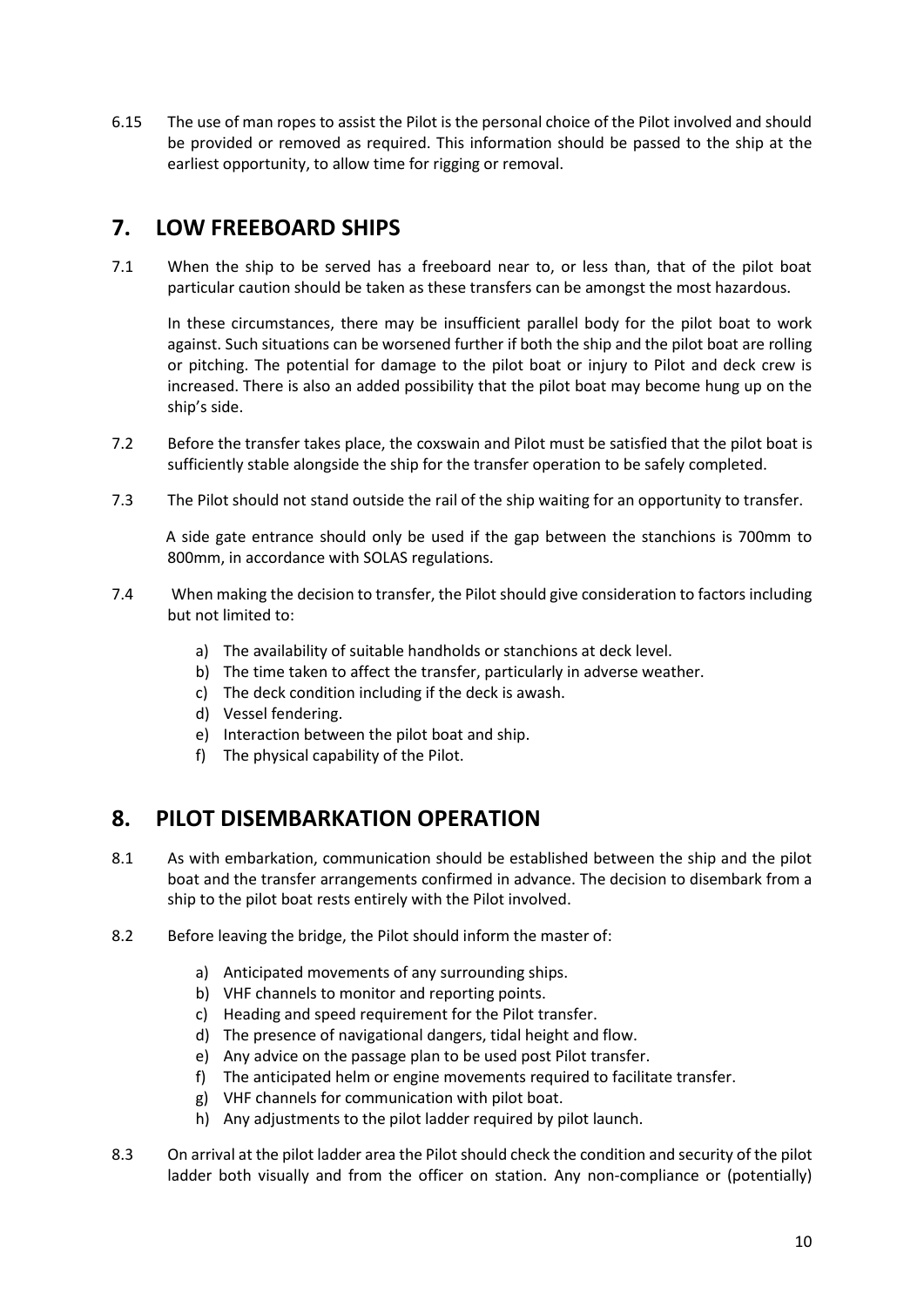6.15 The use of man ropes to assist the Pilot is the personal choice of the Pilot involved and should be provided or removed as required. This information should be passed to the ship at the earliest opportunity, to allow time for rigging or removal.

## 7. LOW FREEBOARD SHIPS

7.1 When the ship to be served has a freeboard near to, or less than, that of the pilot boat particular caution should be taken as these transfers can be amongst the most hazardous.

In these circumstances, there may be insufficient parallel body for the pilot boat to work against. Such situations can be worsened further if both the ship and the pilot boat are rolling or pitching. The potential for damage to the pilot boat or injury to Pilot and deck crew is increased. There is also an added possibility that the pilot boat may become hung up on the ship's side.

7.2 Before the transfer takes place, the coxswain and Pilot must be satisfied that the pilot boat is sufficiently stable alongside the ship for the transfer operation to be safely completed.

7.3 The Pilot should not stand outside the rail of the ship waiting for an opportunity to transfer.

A side gate entrance should only be used if the gap between the stanchions is 700mm to 800mm, in accordance with SOLAS regulations.

7.4 When making the decision to transfer, the Pilot should give consideration to factors including but not limited to:

a) The availability of suitable handholds or stanchions at deck level.
b) The time taken to affect the transfer, particularly in adverse weather.
c) The deck condition including if the deck is awash.
d) Vessel fendering.
e) Interaction between the pilot boat and ship.
f) The physical capability of the Pilot.

## 8. PILOT DISEMBARKATION OPERATION

8.1 As with embarkation, communication should be established between the ship and the pilot boat and the transfer arrangements confirmed in advance. The decision to disembark from a ship to the pilot boat rests entirely with the Pilot involved.

8.2 Before leaving the bridge, the Pilot should inform the master of:

a) Anticipated movements of any surrounding ships.
b) VHF channels to monitor and reporting points.
c) Heading and speed requirement for the Pilot transfer.
d) The presence of navigational dangers, tidal height and flow.
e) Any advice on the passage plan to be used post Pilot transfer.
f) The anticipated helm or engine movements required to facilitate transfer.
g) VHF channels for communication with pilot boat.
h) Any adjustments to the pilot ladder required by pilot launch.

8.3 On arrival at the pilot ladder area the Pilot should check the condition and security of the pilot ladder both visually and from the officer on station. Any non-compliance or (potentially)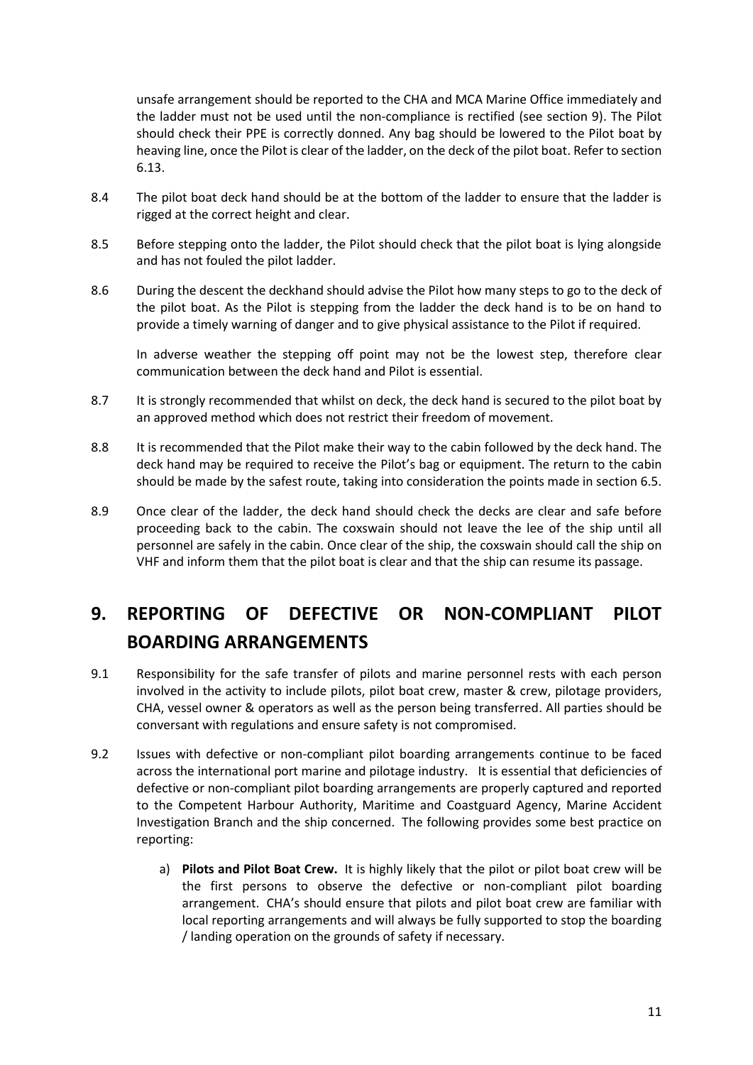unsafe arrangement should be reported to the CHA and MCA Marine Office immediately and the ladder must not be used until the non-compliance is rectified (see section 9). The Pilot should check their PPE is correctly donned. Any bag should be lowered to the Pilot boat by heaving line, once the Pilot is clear of the ladder, on the deck of the pilot boat. Refer to section 6.13.

8.4 The pilot boat deck hand should be at the bottom of the ladder to ensure that the ladder is rigged at the correct height and clear.

8.5 Before stepping onto the ladder, the Pilot should check that the pilot boat is lying alongside and has not fouled the pilot ladder.

8.6 During the descent the deckhand should advise the Pilot how many steps to go to the deck of the pilot boat. As the Pilot is stepping from the ladder the deck hand is to be on hand to provide a timely warning of danger and to give physical assistance to the Pilot if required.

In adverse weather the stepping off point may not be the lowest step, therefore clear communication between the deck hand and Pilot is essential.

8.7 It is strongly recommended that whilst on deck, the deck hand is secured to the pilot boat by an approved method which does not restrict their freedom of movement.

8.8 It is recommended that the Pilot make their way to the cabin followed by the deck hand. The deck hand may be required to receive the Pilot's bag or equipment. The return to the cabin should be made by the safest route, taking into consideration the points made in section 6.5.

8.9 Once clear of the ladder, the deck hand should check the decks are clear and safe before proceeding back to the cabin. The coxswain should not leave the lee of the ship until all personnel are safely in the cabin. Once clear of the ship, the coxswain should call the ship on VHF and inform them that the pilot boat is clear and that the ship can resume its passage.

# 9. REPORTING OF DEFECTIVE OR NON-COMPLIANT PILOT BOARDING ARRANGEMENTS

9.1 Responsibility for the safe transfer of pilots and marine personnel rests with each person involved in the activity to include pilots, pilot boat crew, master & crew, pilotage providers, CHA, vessel owner & operators as well as the person being transferred. All parties should be conversant with regulations and ensure safety is not compromised.

9.2 Issues with defective or non-compliant pilot boarding arrangements continue to be faced across the international port marine and pilotage industry. It is essential that deficiencies of defective or non-compliant pilot boarding arrangements are properly captured and reported to the Competent Harbour Authority, Maritime and Coastguard Agency, Marine Accident Investigation Branch and the ship concerned. The following provides some best practice on reporting:

a) **Pilots and Pilot Boat Crew.** It is highly likely that the pilot or pilot boat crew will be the first persons to observe the defective or non-compliant pilot boarding arrangement. CHA's should ensure that pilots and pilot boat crew are familiar with local reporting arrangements and will always be fully supported to stop the boarding / landing operation on the grounds of safety if necessary.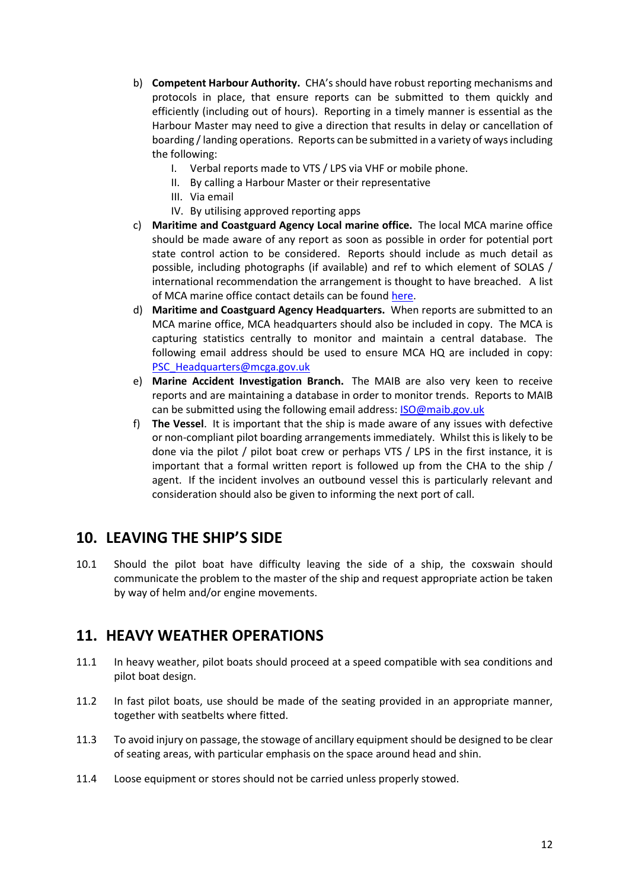b) **Competent Harbour Authority.** CHA's should have robust reporting mechanisms and protocols in place, that ensure reports can be submitted to them quickly and efficiently (including out of hours). Reporting in a timely manner is essential as the Harbour Master may need to give a direction that results in delay or cancellation of boarding / landing operations. Reports can be submitted in a variety of ways including the following:

   I. Verbal reports made to VTS / LPS via VHF or mobile phone.
   II. By calling a Harbour Master or their representative
   III. Via email
   IV. By utilising approved reporting apps

c) **Maritime and Coastguard Agency Local marine office.** The local MCA marine office should be made aware of any report as soon as possible in order for potential port state control action to be considered. Reports should include as much detail as possible, including photographs (if available) and ref to which element of SOLAS / international recommendation the arrangement is thought to have breached. A list of MCA marine office contact details can be found here.

d) **Maritime and Coastguard Agency Headquarters.** When reports are submitted to an MCA marine office, MCA headquarters should also be included in copy. The MCA is capturing statistics centrally to monitor and maintain a central database. The following email address should be used to ensure MCA HQ are included in copy: PSC_Headquarters@mcga.gov.uk

e) **Marine Accident Investigation Branch.** The MAIB are also very keen to receive reports and are maintaining a database in order to monitor trends. Reports to MAIB can be submitted using the following email address: ISO@maib.gov.uk

f) **The Vessel**. It is important that the ship is made aware of any issues with defective or non-compliant pilot boarding arrangements immediately. Whilst this is likely to be done via the pilot / pilot boat crew or perhaps VTS / LPS in the first instance, it is important that a formal written report is followed up from the CHA to the ship / agent. If the incident involves an outbound vessel this is particularly relevant and consideration should also be given to informing the next port of call.

## 10. LEAVING THE SHIP'S SIDE

10.1 Should the pilot boat have difficulty leaving the side of a ship, the coxswain should communicate the problem to the master of the ship and request appropriate action be taken by way of helm and/or engine movements.

## 11. HEAVY WEATHER OPERATIONS

11.1 In heavy weather, pilot boats should proceed at a speed compatible with sea conditions and pilot boat design.

11.2 In fast pilot boats, use should be made of the seating provided in an appropriate manner, together with seatbelts where fitted.

11.3 To avoid injury on passage, the stowage of ancillary equipment should be designed to be clear of seating areas, with particular emphasis on the space around head and shin.

11.4 Loose equipment or stores should not be carried unless properly stowed.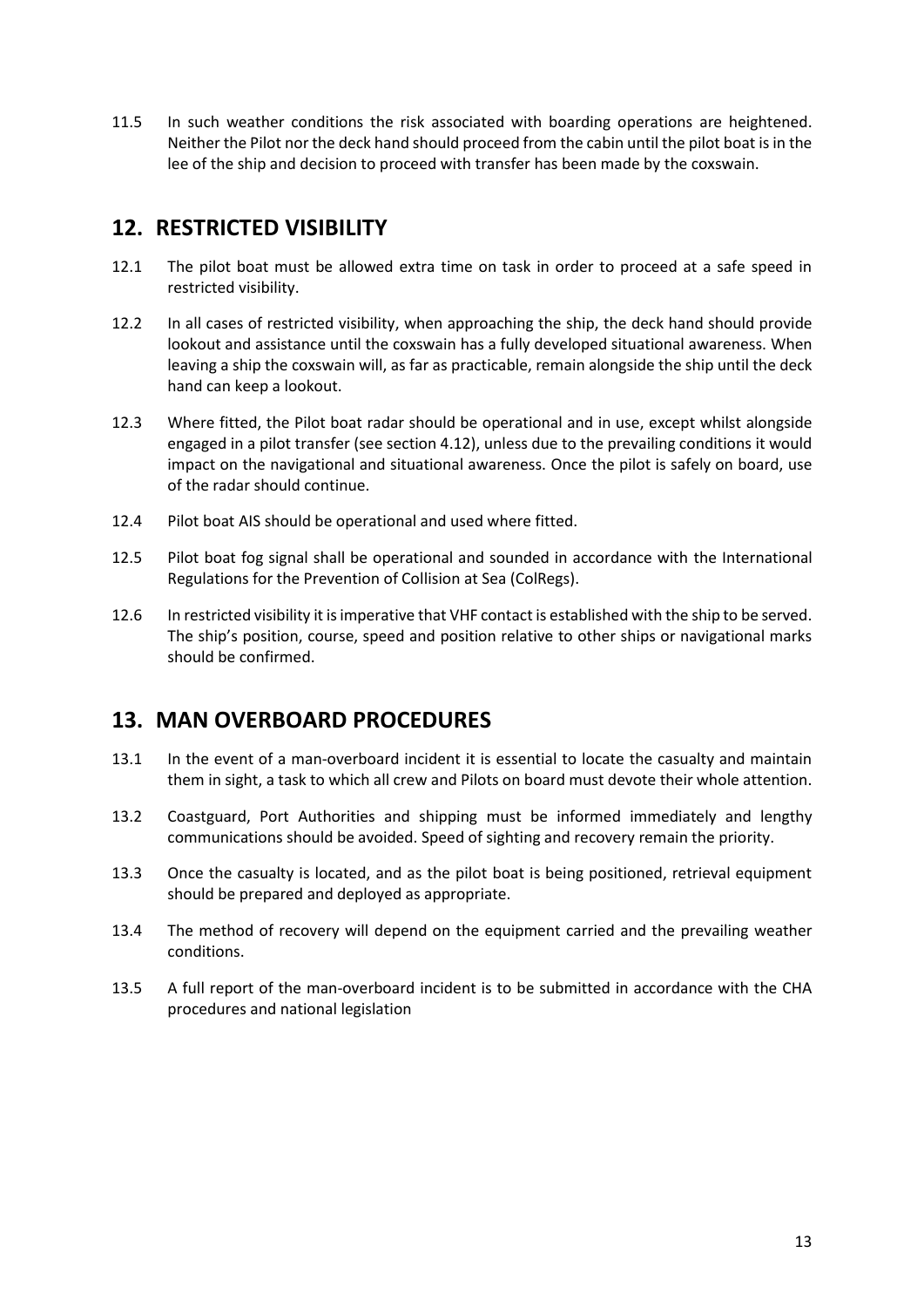11.5 In such weather conditions the risk associated with boarding operations are heightened. Neither the Pilot nor the deck hand should proceed from the cabin until the pilot boat is in the lee of the ship and decision to proceed with transfer has been made by the coxswain.

## 12. RESTRICTED VISIBILITY

12.1 The pilot boat must be allowed extra time on task in order to proceed at a safe speed in restricted visibility.

12.2 In all cases of restricted visibility, when approaching the ship, the deck hand should provide lookout and assistance until the coxswain has a fully developed situational awareness. When leaving a ship the coxswain will, as far as practicable, remain alongside the ship until the deck hand can keep a lookout.

12.3 Where fitted, the Pilot boat radar should be operational and in use, except whilst alongside engaged in a pilot transfer (see section 4.12), unless due to the prevailing conditions it would impact on the navigational and situational awareness. Once the pilot is safely on board, use of the radar should continue.

12.4 Pilot boat AIS should be operational and used where fitted.

12.5 Pilot boat fog signal shall be operational and sounded in accordance with the International Regulations for the Prevention of Collision at Sea (ColRegs).

12.6 In restricted visibility it is imperative that VHF contact is established with the ship to be served. The ship's position, course, speed and position relative to other ships or navigational marks should be confirmed.

## 13. MAN OVERBOARD PROCEDURES

13.1 In the event of a man-overboard incident it is essential to locate the casualty and maintain them in sight, a task to which all crew and Pilots on board must devote their whole attention.

13.2 Coastguard, Port Authorities and shipping must be informed immediately and lengthy communications should be avoided. Speed of sighting and recovery remain the priority.

13.3 Once the casualty is located, and as the pilot boat is being positioned, retrieval equipment should be prepared and deployed as appropriate.

13.4 The method of recovery will depend on the equipment carried and the prevailing weather conditions.

13.5 A full report of the man-overboard incident is to be submitted in accordance with the CHA procedures and national legislation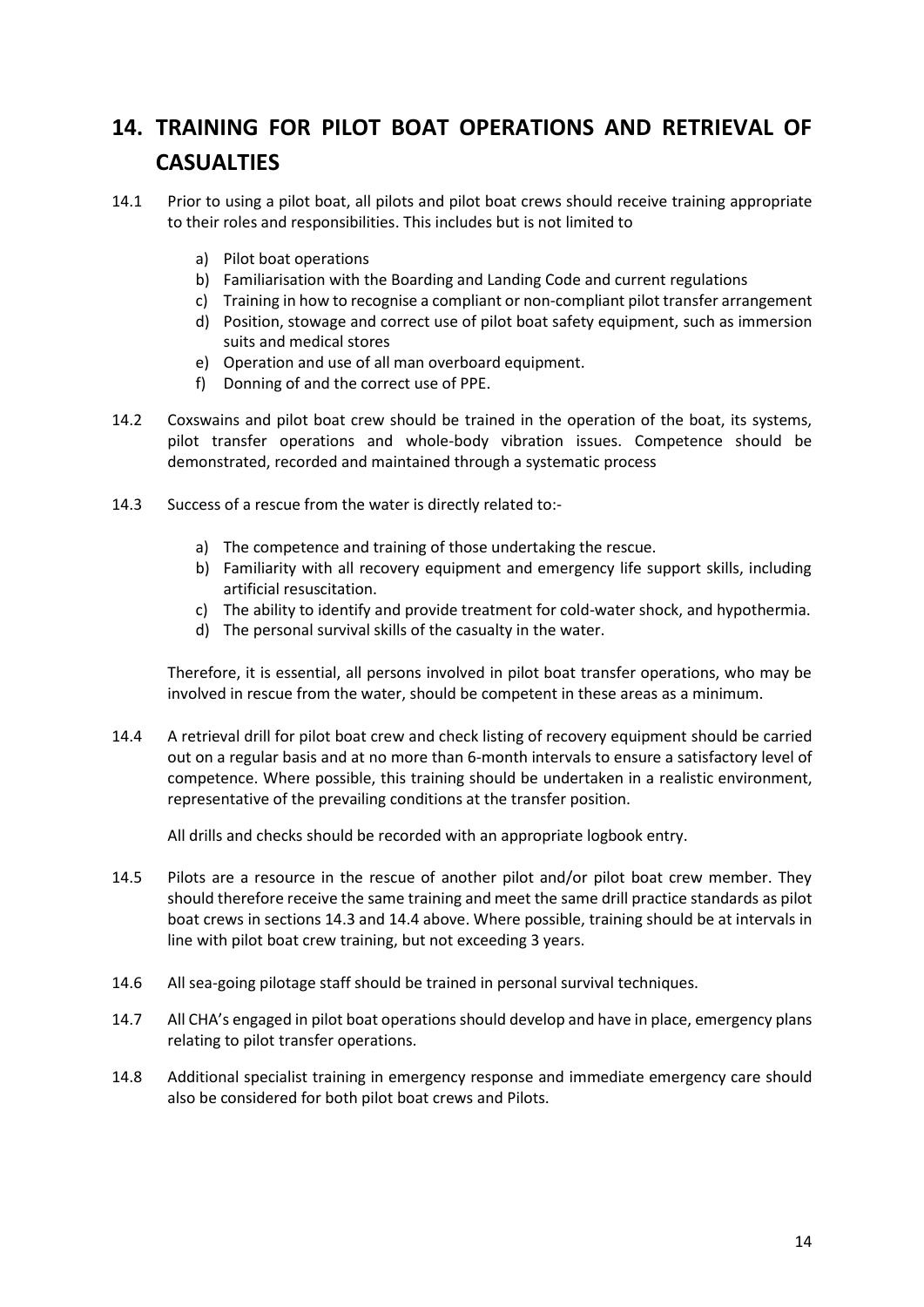# 14. TRAINING FOR PILOT BOAT OPERATIONS AND RETRIEVAL OF CASUALTIES

14.1 Prior to using a pilot boat, all pilots and pilot boat crews should receive training appropriate to their roles and responsibilities. This includes but is not limited to

a) Pilot boat operations
b) Familiarisation with the Boarding and Landing Code and current regulations
c) Training in how to recognise a compliant or non-compliant pilot transfer arrangement
d) Position, stowage and correct use of pilot boat safety equipment, such as immersion suits and medical stores
e) Operation and use of all man overboard equipment.
f) Donning of and the correct use of PPE.

14.2 Coxswains and pilot boat crew should be trained in the operation of the boat, its systems, pilot transfer operations and whole-body vibration issues. Competence should be demonstrated, recorded and maintained through a systematic process

14.3 Success of a rescue from the water is directly related to:-

a) The competence and training of those undertaking the rescue.
b) Familiarity with all recovery equipment and emergency life support skills, including artificial resuscitation.
c) The ability to identify and provide treatment for cold-water shock, and hypothermia.
d) The personal survival skills of the casualty in the water.

Therefore, it is essential, all persons involved in pilot boat transfer operations, who may be involved in rescue from the water, should be competent in these areas as a minimum.

14.4 A retrieval drill for pilot boat crew and check listing of recovery equipment should be carried out on a regular basis and at no more than 6-month intervals to ensure a satisfactory level of competence. Where possible, this training should be undertaken in a realistic environment, representative of the prevailing conditions at the transfer position.

All drills and checks should be recorded with an appropriate logbook entry.

14.5 Pilots are a resource in the rescue of another pilot and/or pilot boat crew member. They should therefore receive the same training and meet the same drill practice standards as pilot boat crews in sections 14.3 and 14.4 above. Where possible, training should be at intervals in line with pilot boat crew training, but not exceeding 3 years.

14.6 All sea-going pilotage staff should be trained in personal survival techniques.

14.7 All CHA's engaged in pilot boat operations should develop and have in place, emergency plans relating to pilot transfer operations.

14.8 Additional specialist training in emergency response and immediate emergency care should also be considered for both pilot boat crews and Pilots.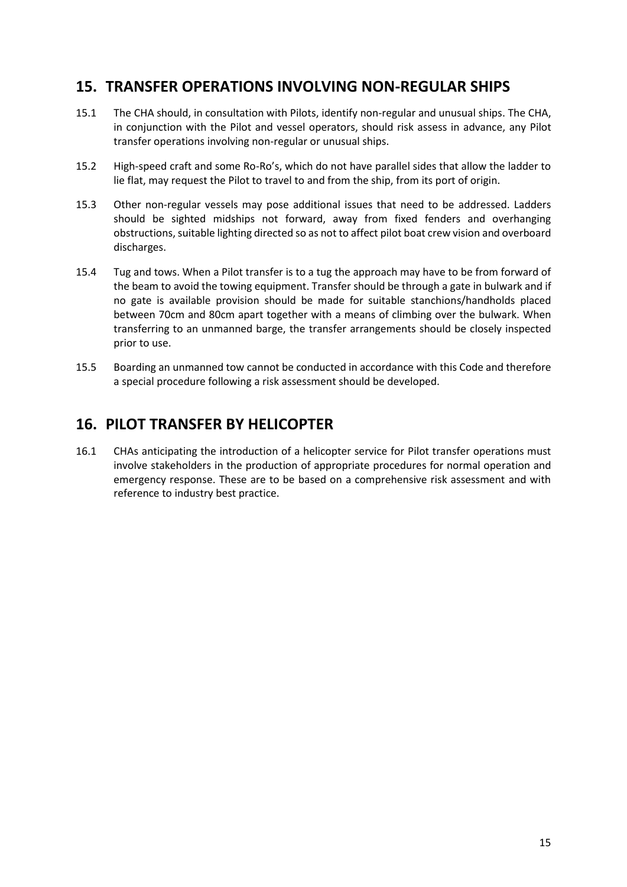## 15. TRANSFER OPERATIONS INVOLVING NON-REGULAR SHIPS

15.1 The CHA should, in consultation with Pilots, identify non-regular and unusual ships. The CHA, in conjunction with the Pilot and vessel operators, should risk assess in advance, any Pilot transfer operations involving non-regular or unusual ships.

15.2 High-speed craft and some Ro-Ro's, which do not have parallel sides that allow the ladder to lie flat, may request the Pilot to travel to and from the ship, from its port of origin.

15.3 Other non-regular vessels may pose additional issues that need to be addressed. Ladders should be sighted midships not forward, away from fixed fenders and overhanging obstructions, suitable lighting directed so as not to affect pilot boat crew vision and overboard discharges.

15.4 Tug and tows. When a Pilot transfer is to a tug the approach may have to be from forward of the beam to avoid the towing equipment. Transfer should be through a gate in bulwark and if no gate is available provision should be made for suitable stanchions/handholds placed between 70cm and 80cm apart together with a means of climbing over the bulwark. When transferring to an unmanned barge, the transfer arrangements should be closely inspected prior to use.

15.5 Boarding an unmanned tow cannot be conducted in accordance with this Code and therefore a special procedure following a risk assessment should be developed.

## 16. PILOT TRANSFER BY HELICOPTER

16.1 CHAs anticipating the introduction of a helicopter service for Pilot transfer operations must involve stakeholders in the production of appropriate procedures for normal operation and emergency response. These are to be based on a comprehensive risk assessment and with reference to industry best practice.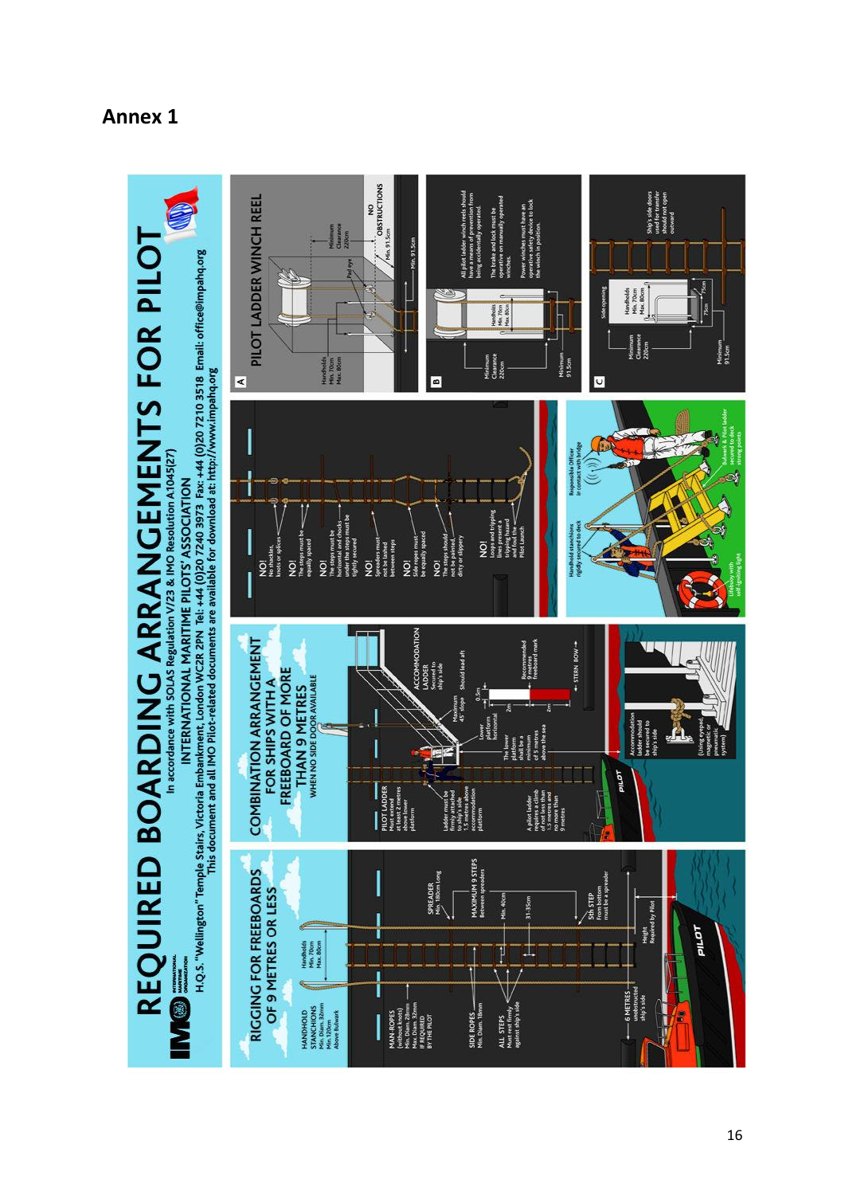## Annex 1

# REQUIRED BOARDING ARRANGEMENTS FOR PILOT

In accordance with SOLAS Regulation V/23 & IMO Resolution A.1045(27)

INTERNATIONAL MARITIME PILOTS' ASSOCIATION

H.Q.S. "Wellington" Temple Stairs, Victoria Embankment, London WC2R 2PN Tel: +44 (0)20 7240 3973 Fax: +44 (0)20 7210 3518 Email: office@impahq.org

This document and all IMO Pilot-related documents are available for download at: http://www.impahq.org

### RIGGING FOR FREEBOARDS OF 9 METRES OR LESS

HANDHOLD STANCHIONS Min. Diam. 32mm Min. 120cm Above Bulwark

Handholds Min. 70cm Max. 80cm

MAN ROPES (without knots) Min. Diam. 28mm Max. Diam. 32mm IF REQUIRED BY THE PILOT

SPREADER Min. 180cm long

MAXIMUM 9 STEPS Between spreaders

Min. 40cm

31-35cm

SIDE ROPES Min. Diam. 18mm

ALL STEPS Must rest firmly against ship's side

5th STEP From bottom must be a spreader

6 METRES unobstructed ship's side

Height Required by Pilot

### COMBINATION ARRANGEMENT FOR SHIPS WITH A FREEBOARD OF MORE THAN 9 METRES

WHEN NO SIDE DOOR AVAILABLE

PILOT LADDER Must extend at least 2 metres above lower platform

Ladder must be firmly attached to ship's side 1.5 metres above accommodation platform

A pilot ladder requires a climb of not less than 1.5 metres and no more than 9 metres

ACCOMMODATION LADDER Secured to ship's side

Should lead aft

Maximum 45° slope

Lower platform horizontal

The lower platform shall be a minimum of 5 metres above the sea

0.5m

2m

2m

Recommended 9 metres freeboard mark

← STERN BOW →

Accommodation ladder should be secured to ship's side

(Using eyepad, magnetic or pneumatic system)

NO! No shackles, knots or splices

NO! The steps must be equally spaced

NO! The steps must be horizontal and chocks under the steps must be tightly secured

NO! Spreaders must not be lashed between steps

NO! Side ropes must be equally spaced

NO! The steps should not be painted, dirty or slippery

NO! Loops and tripping lines present a tripping hazard and foul the Pilot Launch

Responsible Officer in contact with bridge

Handhold stanchions rigidly secured to deck

Lifebuoy with self-igniting light

Bulwark & Pilot ladder secured to deck strong points

### A — PILOT LADDER WINCH REEL

Handholds Min. 70cm Max. 80cm

Pad eye

Minimum Clearance 220cm

NO OBSTRUCTIONS Min. 91.5cm

Min. 91.5cm

### B

All pilot ladder winch reels should have a means of prevention from being accidentally operated.

The brake and lock must be operative on manually operated winches.

Power winches must have an operative safety device to lock the winch in position.

Handholds Min. 70cm Max. 80cm

Minimum Clearance 220cm

Minimum 91.5cm

### C

Side opening

Handholds Min. 70cm Max. 80cm

Minimum Clearance 220cm

Ship's side doors used for transfer should not open outward

75cm

75cm

Minimum 91.5cm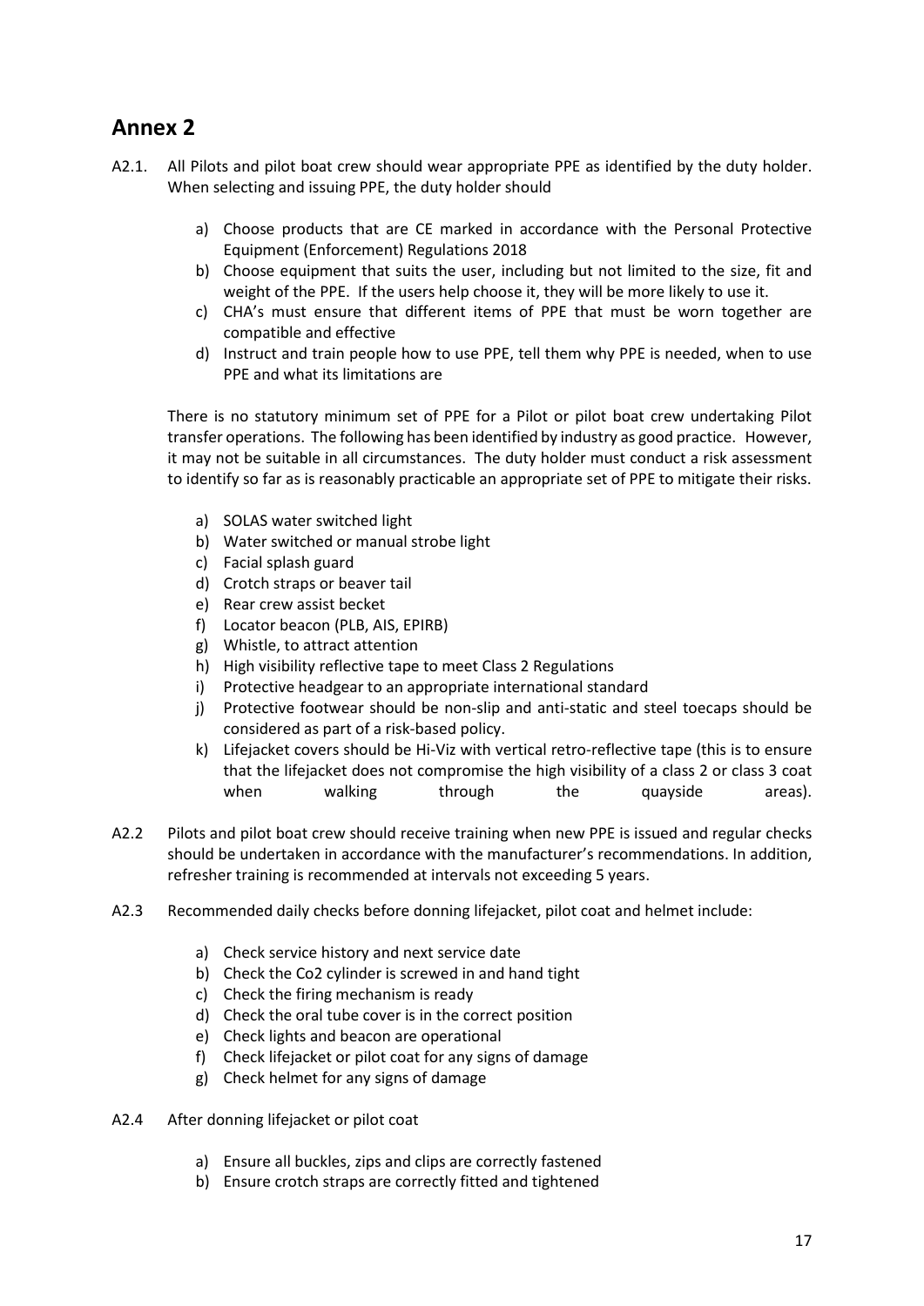## Annex 2

A2.1. All Pilots and pilot boat crew should wear appropriate PPE as identified by the duty holder. When selecting and issuing PPE, the duty holder should

a) Choose products that are CE marked in accordance with the Personal Protective Equipment (Enforcement) Regulations 2018
b) Choose equipment that suits the user, including but not limited to the size, fit and weight of the PPE. If the users help choose it, they will be more likely to use it.
c) CHA's must ensure that different items of PPE that must be worn together are compatible and effective
d) Instruct and train people how to use PPE, tell them why PPE is needed, when to use PPE and what its limitations are

There is no statutory minimum set of PPE for a Pilot or pilot boat crew undertaking Pilot transfer operations. The following has been identified by industry as good practice. However, it may not be suitable in all circumstances. The duty holder must conduct a risk assessment to identify so far as is reasonably practicable an appropriate set of PPE to mitigate their risks.

a) SOLAS water switched light
b) Water switched or manual strobe light
c) Facial splash guard
d) Crotch straps or beaver tail
e) Rear crew assist becket
f) Locator beacon (PLB, AIS, EPIRB)
g) Whistle, to attract attention
h) High visibility reflective tape to meet Class 2 Regulations
i) Protective headgear to an appropriate international standard
j) Protective footwear should be non-slip and anti-static and steel toecaps should be considered as part of a risk-based policy.
k) Lifejacket covers should be Hi-Viz with vertical retro-reflective tape (this is to ensure that the lifejacket does not compromise the high visibility of a class 2 or class 3 coat when walking through the quayside areas).

A2.2 Pilots and pilot boat crew should receive training when new PPE is issued and regular checks should be undertaken in accordance with the manufacturer's recommendations. In addition, refresher training is recommended at intervals not exceeding 5 years.

A2.3 Recommended daily checks before donning lifejacket, pilot coat and helmet include:

a) Check service history and next service date
b) Check the $CO_2$ cylinder is screwed in and hand tight
c) Check the firing mechanism is ready
d) Check the oral tube cover is in the correct position
e) Check lights and beacon are operational
f) Check lifejacket or pilot coat for any signs of damage
g) Check helmet for any signs of damage

A2.4 After donning lifejacket or pilot coat

a) Ensure all buckles, zips and clips are correctly fastened
b) Ensure crotch straps are correctly fitted and tightened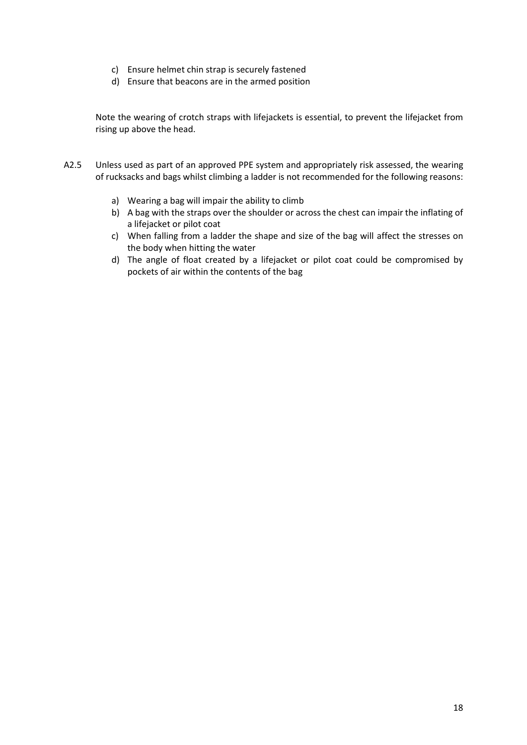c) Ensure helmet chin strap is securely fastened
d) Ensure that beacons are in the armed position

Note the wearing of crotch straps with lifejackets is essential, to prevent the lifejacket from rising up above the head.

A2.5 Unless used as part of an approved PPE system and appropriately risk assessed, the wearing of rucksacks and bags whilst climbing a ladder is not recommended for the following reasons:

a) Wearing a bag will impair the ability to climb
b) A bag with the straps over the shoulder or across the chest can impair the inflating of a lifejacket or pilot coat
c) When falling from a ladder the shape and size of the bag will affect the stresses on the body when hitting the water
d) The angle of float created by a lifejacket or pilot coat could be compromised by pockets of air within the contents of the bag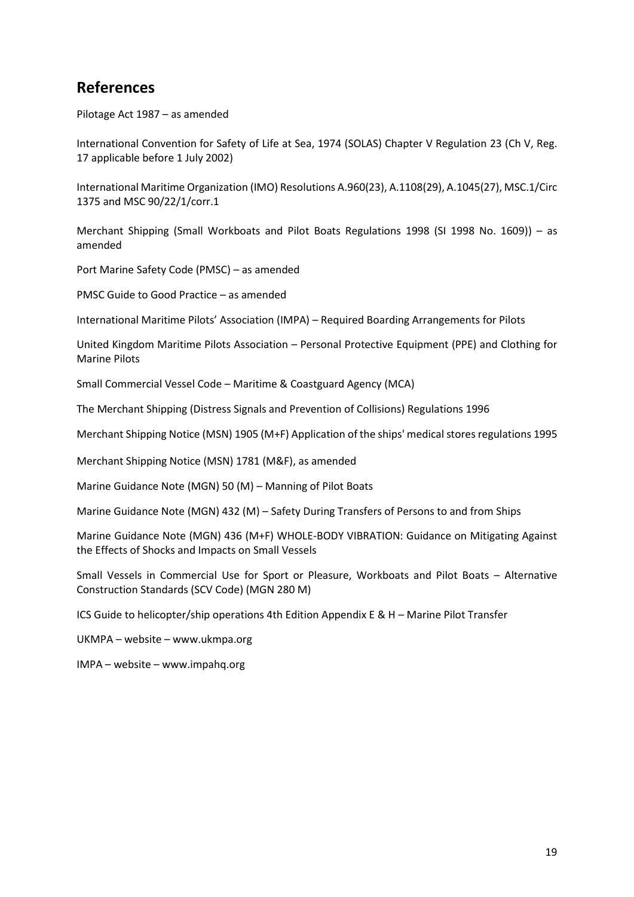## References

Pilotage Act 1987 – as amended

International Convention for Safety of Life at Sea, 1974 (SOLAS) Chapter V Regulation 23 (Ch V, Reg. 17 applicable before 1 July 2002)

International Maritime Organization (IMO) Resolutions A.960(23), A.1108(29), A.1045(27), MSC.1/Circ 1375 and MSC 90/22/1/corr.1

Merchant Shipping (Small Workboats and Pilot Boats Regulations 1998 (SI 1998 No. 1609)) – as amended

Port Marine Safety Code (PMSC) – as amended

PMSC Guide to Good Practice – as amended

International Maritime Pilots' Association (IMPA) – Required Boarding Arrangements for Pilots

United Kingdom Maritime Pilots Association – Personal Protective Equipment (PPE) and Clothing for Marine Pilots

Small Commercial Vessel Code – Maritime & Coastguard Agency (MCA)

The Merchant Shipping (Distress Signals and Prevention of Collisions) Regulations 1996

Merchant Shipping Notice (MSN) 1905 (M+F) Application of the ships' medical stores regulations 1995

Merchant Shipping Notice (MSN) 1781 (M&F), as amended

Marine Guidance Note (MGN) 50 (M) – Manning of Pilot Boats

Marine Guidance Note (MGN) 432 (M) – Safety During Transfers of Persons to and from Ships

Marine Guidance Note (MGN) 436 (M+F) WHOLE-BODY VIBRATION: Guidance on Mitigating Against the Effects of Shocks and Impacts on Small Vessels

Small Vessels in Commercial Use for Sport or Pleasure, Workboats and Pilot Boats – Alternative Construction Standards (SCV Code) (MGN 280 M)

ICS Guide to helicopter/ship operations 4th Edition Appendix E & H – Marine Pilot Transfer

UKMPA – website – www.ukmpa.org

IMPA – website – www.impahq.org